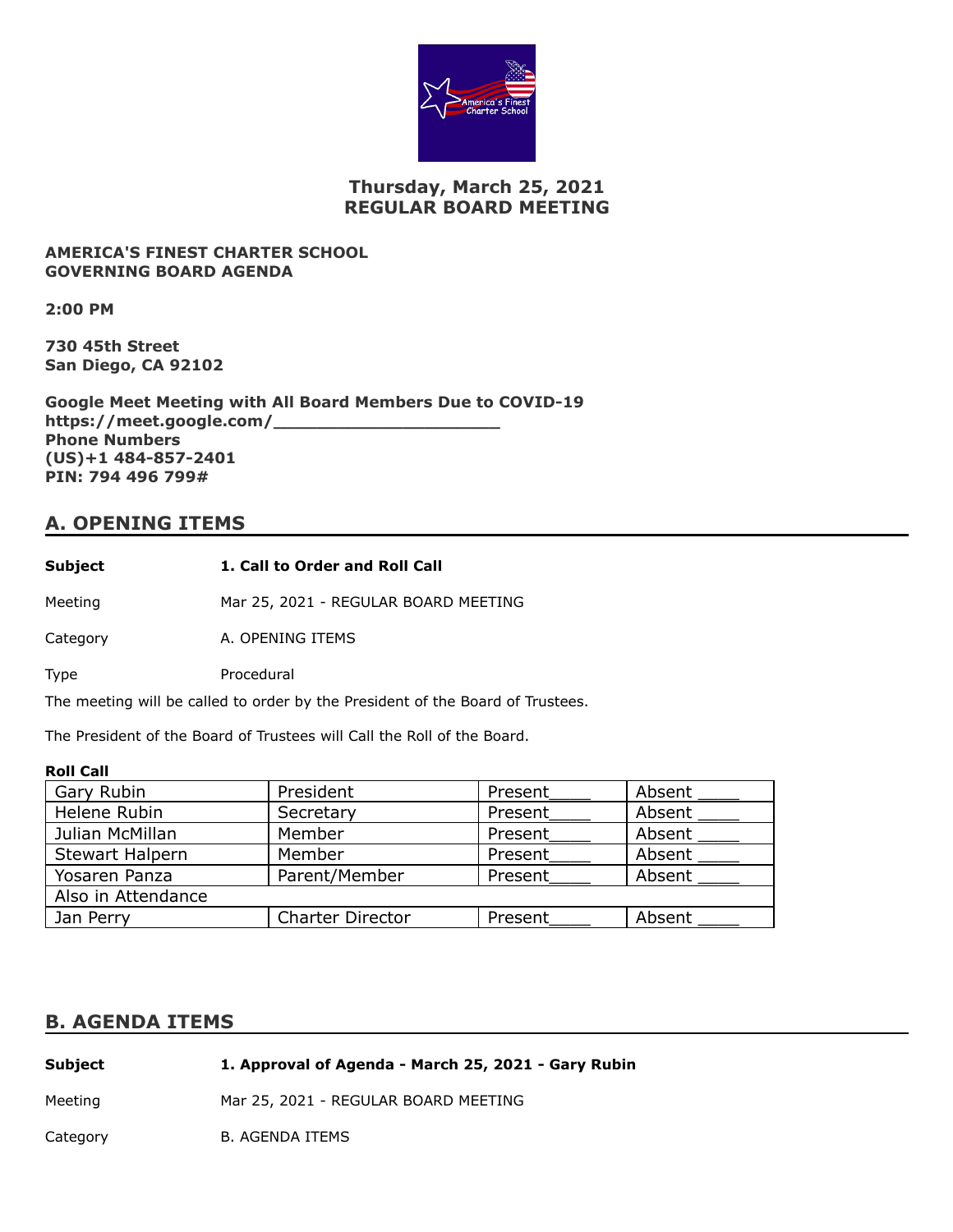# Thursday, March 25, 2021
# REGULAR BOARD MEETING

**AMERICA'S FINEST CHARTER SCHOOL**
**GOVERNING BOARD AGENDA**

**2:00 PM**

**730 45th Street**
**San Diego, CA 92102**

**Google Meet Meeting with All Board Members Due to COVID-19**
**https://meet.google.com/______________________**
**Phone Numbers**
**(US)+1 484-857-2401**
**PIN: 794 496 799#**

## A. OPENING ITEMS

**Subject** **1. Call to Order and Roll Call**

Meeting Mar 25, 2021 - REGULAR BOARD MEETING

Category A. OPENING ITEMS

Type Procedural

The meeting will be called to order by the President of the Board of Trustees.

The President of the Board of Trustees will Call the Roll of the Board.

**Roll Call**

| Gary Rubin | President | Present____ | Absent ____ |
|---|---|---|---|
| Helene Rubin | Secretary | Present____ | Absent ____ |
| Julian McMillan | Member | Present____ | Absent ____ |
| Stewart Halpern | Member | Present____ | Absent ____ |
| Yosaren Panza | Parent/Member | Present____ | Absent ____ |
| Also in Attendance | | | |
| Jan Perry | Charter Director | Present____ | Absent ____ |

## B. AGENDA ITEMS

**Subject** **1. Approval of Agenda - March 25, 2021 - Gary Rubin**

Meeting Mar 25, 2021 - REGULAR BOARD MEETING

Category B. AGENDA ITEMS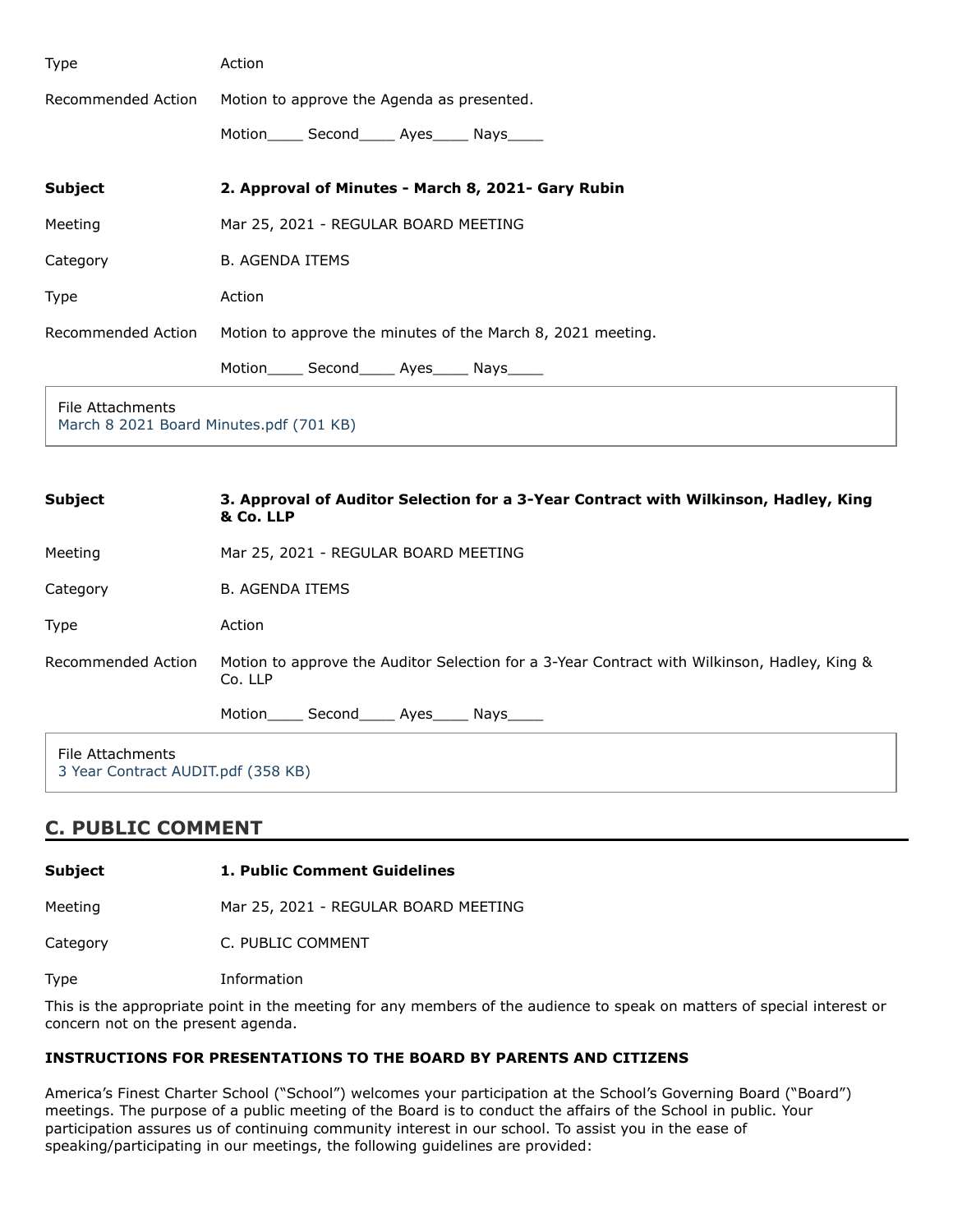| | |
|---|---|
| Type | Action |
| Recommended Action | Motion to approve the Agenda as presented. |
| | Motion____ Second____ Ayes____ Nays____ |

| | |
|---|---|
| **Subject** | **2. Approval of Minutes - March 8, 2021- Gary Rubin** |
| Meeting | Mar 25, 2021 - REGULAR BOARD MEETING |
| Category | B. AGENDA ITEMS |
| Type | Action |
| Recommended Action | Motion to approve the minutes of the March 8, 2021 meeting. |
| | Motion____ Second____ Ayes____ Nays____ |

File Attachments
March 8 2021 Board Minutes.pdf (701 KB)

| | |
|---|---|
| **Subject** | **3. Approval of Auditor Selection for a 3-Year Contract with Wilkinson, Hadley, King & Co. LLP** |
| Meeting | Mar 25, 2021 - REGULAR BOARD MEETING |
| Category | B. AGENDA ITEMS |
| Type | Action |
| Recommended Action | Motion to approve the Auditor Selection for a 3-Year Contract with Wilkinson, Hadley, King & Co. LLP |
| | Motion____ Second____ Ayes____ Nays____ |

File Attachments
3 Year Contract AUDIT.pdf (358 KB)

## C. PUBLIC COMMENT

| | |
|---|---|
| **Subject** | **1. Public Comment Guidelines** |
| Meeting | Mar 25, 2021 - REGULAR BOARD MEETING |
| Category | C. PUBLIC COMMENT |
| Type | Information |

This is the appropriate point in the meeting for any members of the audience to speak on matters of special interest or concern not on the present agenda.

**INSTRUCTIONS FOR PRESENTATIONS TO THE BOARD BY PARENTS AND CITIZENS**

America's Finest Charter School ("School") welcomes your participation at the School's Governing Board ("Board") meetings. The purpose of a public meeting of the Board is to conduct the affairs of the School in public. Your participation assures us of continuing community interest in our school. To assist you in the ease of speaking/participating in our meetings, the following guidelines are provided: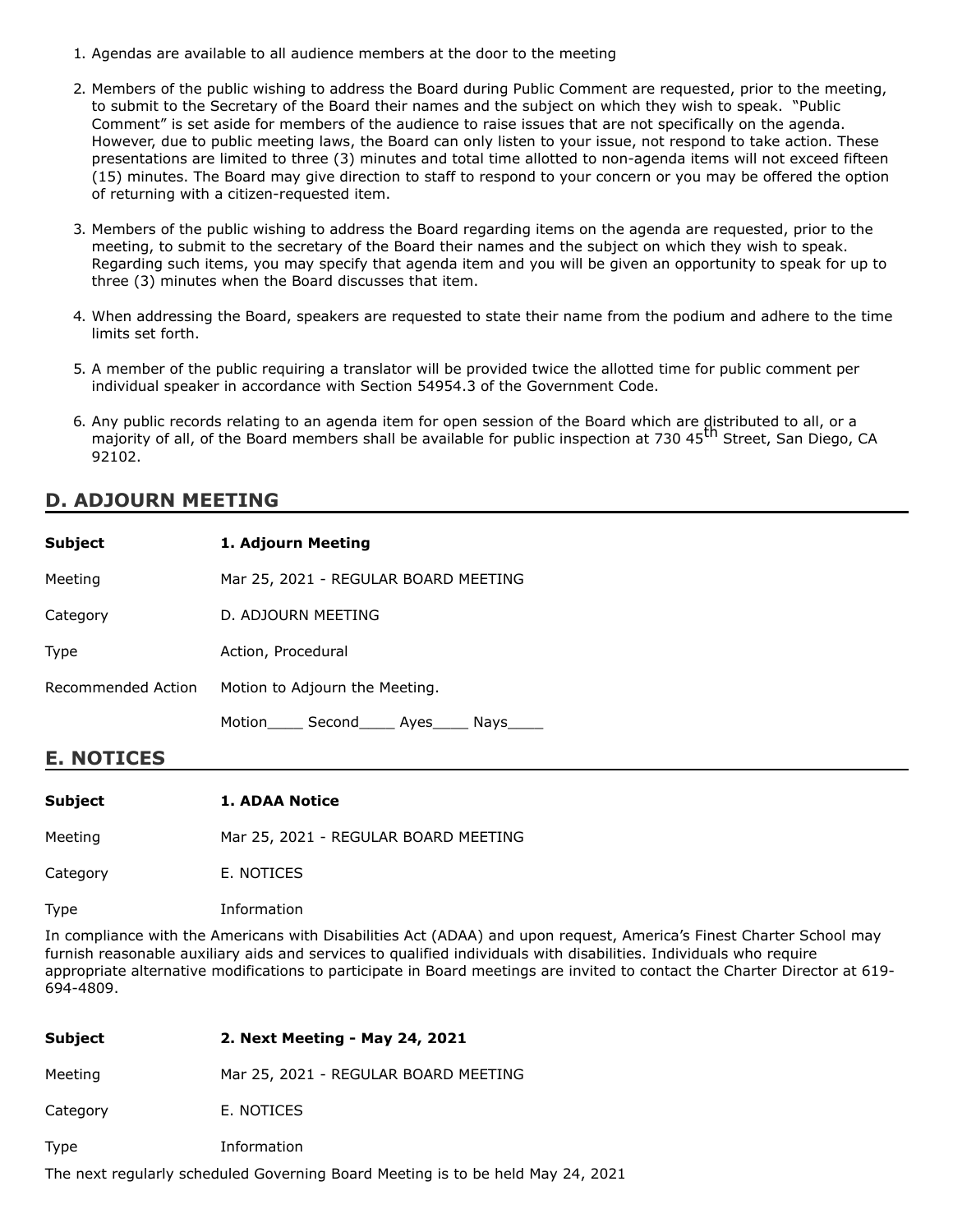1. Agendas are available to all audience members at the door to the meeting
2. Members of the public wishing to address the Board during Public Comment are requested, prior to the meeting, to submit to the Secretary of the Board their names and the subject on which they wish to speak. "Public Comment" is set aside for members of the audience to raise issues that are not specifically on the agenda. However, due to public meeting laws, the Board can only listen to your issue, not respond to take action. These presentations are limited to three (3) minutes and total time allotted to non-agenda items will not exceed fifteen (15) minutes. The Board may give direction to staff to respond to your concern or you may be offered the option of returning with a citizen-requested item.
3. Members of the public wishing to address the Board regarding items on the agenda are requested, prior to the meeting, to submit to the secretary of the Board their names and the subject on which they wish to speak. Regarding such items, you may specify that agenda item and you will be given an opportunity to speak for up to three (3) minutes when the Board discusses that item.
4. When addressing the Board, speakers are requested to state their name from the podium and adhere to the time limits set forth.
5. A member of the public requiring a translator will be provided twice the allotted time for public comment per individual speaker in accordance with Section 54954.3 of the Government Code.
6. Any public records relating to an agenda item for open session of the Board which are distributed to all, or a majority of all, of the Board members shall be available for public inspection at 730 45th Street, San Diego, CA 92102.

## D. ADJOURN MEETING

| | |
|---|---|
| **Subject** | **1. Adjourn Meeting** |
| Meeting | Mar 25, 2021 - REGULAR BOARD MEETING |
| Category | D. ADJOURN MEETING |
| Type | Action, Procedural |
| Recommended Action | Motion to Adjourn the Meeting. |
| | Motion____ Second____ Ayes____ Nays____ |

## E. NOTICES

| | |
|---|---|
| **Subject** | **1. ADAA Notice** |
| Meeting | Mar 25, 2021 - REGULAR BOARD MEETING |
| Category | E. NOTICES |
| Type | Information |

In compliance with the Americans with Disabilities Act (ADAA) and upon request, America's Finest Charter School may furnish reasonable auxiliary aids and services to qualified individuals with disabilities. Individuals who require appropriate alternative modifications to participate in Board meetings are invited to contact the Charter Director at 619-694-4809.

| | |
|---|---|
| **Subject** | **2. Next Meeting - May 24, 2021** |
| Meeting | Mar 25, 2021 - REGULAR BOARD MEETING |
| Category | E. NOTICES |
| Type | Information |

The next regularly scheduled Governing Board Meeting is to be held May 24, 2021